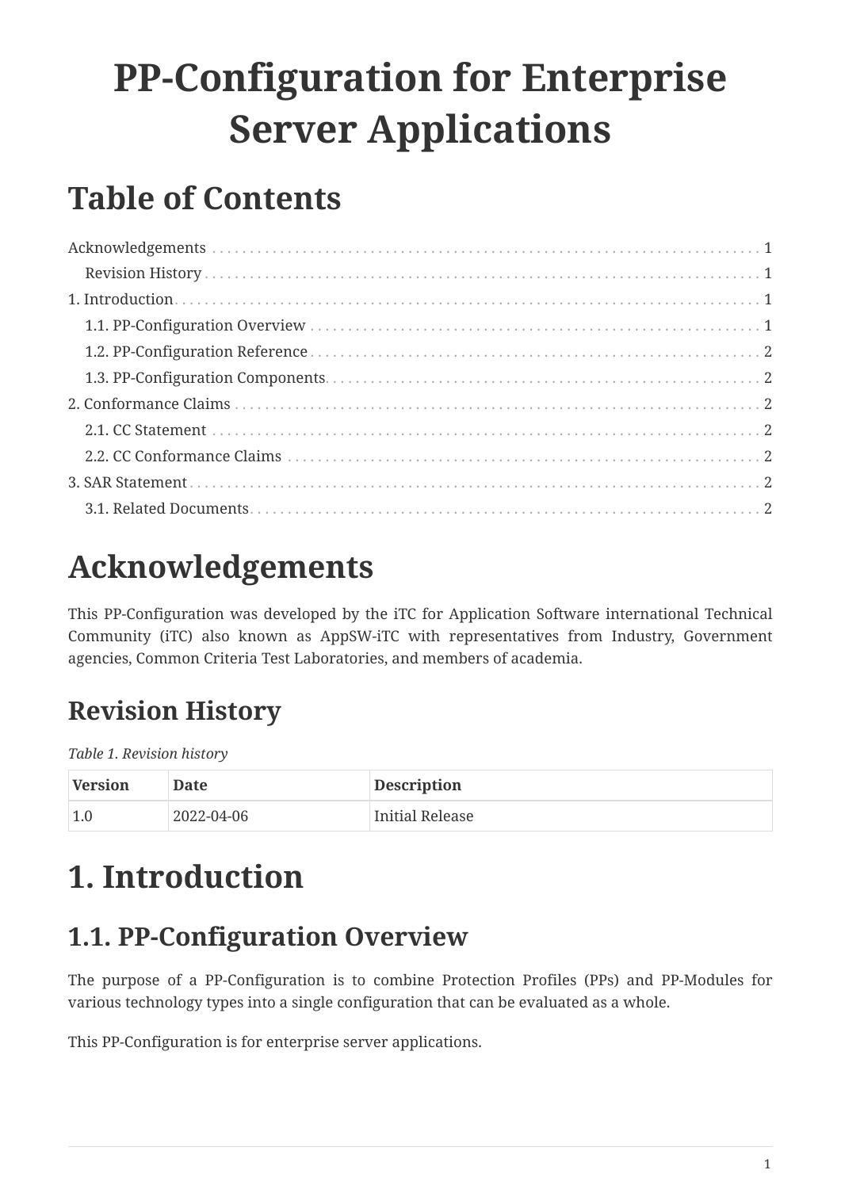# PP-Configuration for Enterprise Server Applications

## Table of Contents

Acknowledgements . . . 1
- Revision History . . . 1

1. Introduction . . . 1
   - 1.1. PP-Configuration Overview . . . 1
   - 1.2. PP-Configuration Reference . . . 2
   - 1.3. PP-Configuration Components . . . 2
2. Conformance Claims . . . 2
   - 2.1. CC Statement . . . 2
   - 2.2. CC Conformance Claims . . . 2
3. SAR Statement . . . 2
   - 3.1. Related Documents . . . 2

## Acknowledgements

This PP-Configuration was developed by the iTC for Application Software international Technical Community (iTC) also known as AppSW-iTC with representatives from Industry, Government agencies, Common Criteria Test Laboratories, and members of academia.

### Revision History

*Table 1. Revision history*

| Version | Date | Description |
| --- | --- | --- |
| 1.0 | 2022-04-06 | Initial Release |

## 1. Introduction

### 1.1. PP-Configuration Overview

The purpose of a PP-Configuration is to combine Protection Profiles (PPs) and PP-Modules for various technology types into a single configuration that can be evaluated as a whole.

This PP-Configuration is for enterprise server applications.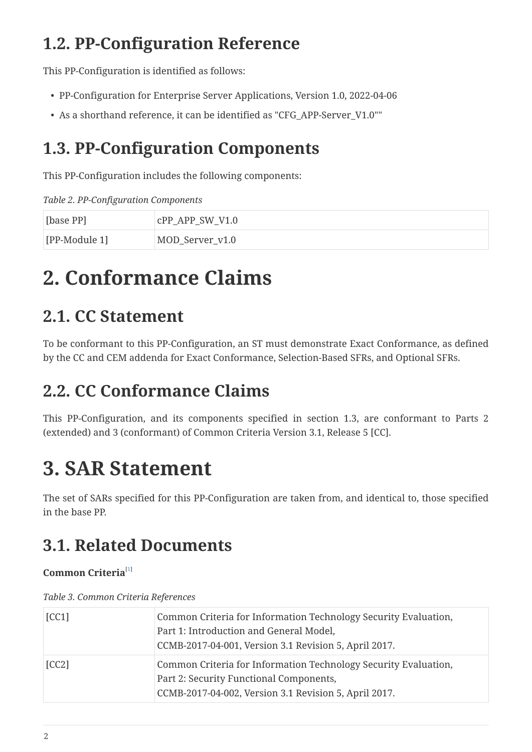## 1.2. PP-Configuration Reference

This PP-Configuration is identified as follows:

- PP-Configuration for Enterprise Server Applications, Version 1.0, 2022-04-06
- As a shorthand reference, it can be identified as "CFG_APP-Server_V1.0""

## 1.3. PP-Configuration Components

This PP-Configuration includes the following components:

*Table 2. PP-Configuration Components*

| | |
|---|---|
| [base PP] | cPP_APP_SW_V1.0 |
| [PP-Module 1] | MOD_Server_v1.0 |

# 2. Conformance Claims

## 2.1. CC Statement

To be conformant to this PP-Configuration, an ST must demonstrate Exact Conformance, as defined by the CC and CEM addenda for Exact Conformance, Selection-Based SFRs, and Optional SFRs.

## 2.2. CC Conformance Claims

This PP-Configuration, and its components specified in section 1.3, are conformant to Parts 2 (extended) and 3 (conformant) of Common Criteria Version 3.1, Release 5 [CC].

# 3. SAR Statement

The set of SARs specified for this PP-Configuration are taken from, and identical to, those specified in the base PP.

## 3.1. Related Documents

**Common Criteria**[1]

*Table 3. Common Criteria References*

| | |
|---|---|
| [CC1] | Common Criteria for Information Technology Security Evaluation, Part 1: Introduction and General Model, CCMB-2017-04-001, Version 3.1 Revision 5, April 2017. |
| [CC2] | Common Criteria for Information Technology Security Evaluation, Part 2: Security Functional Components, CCMB-2017-04-002, Version 3.1 Revision 5, April 2017. |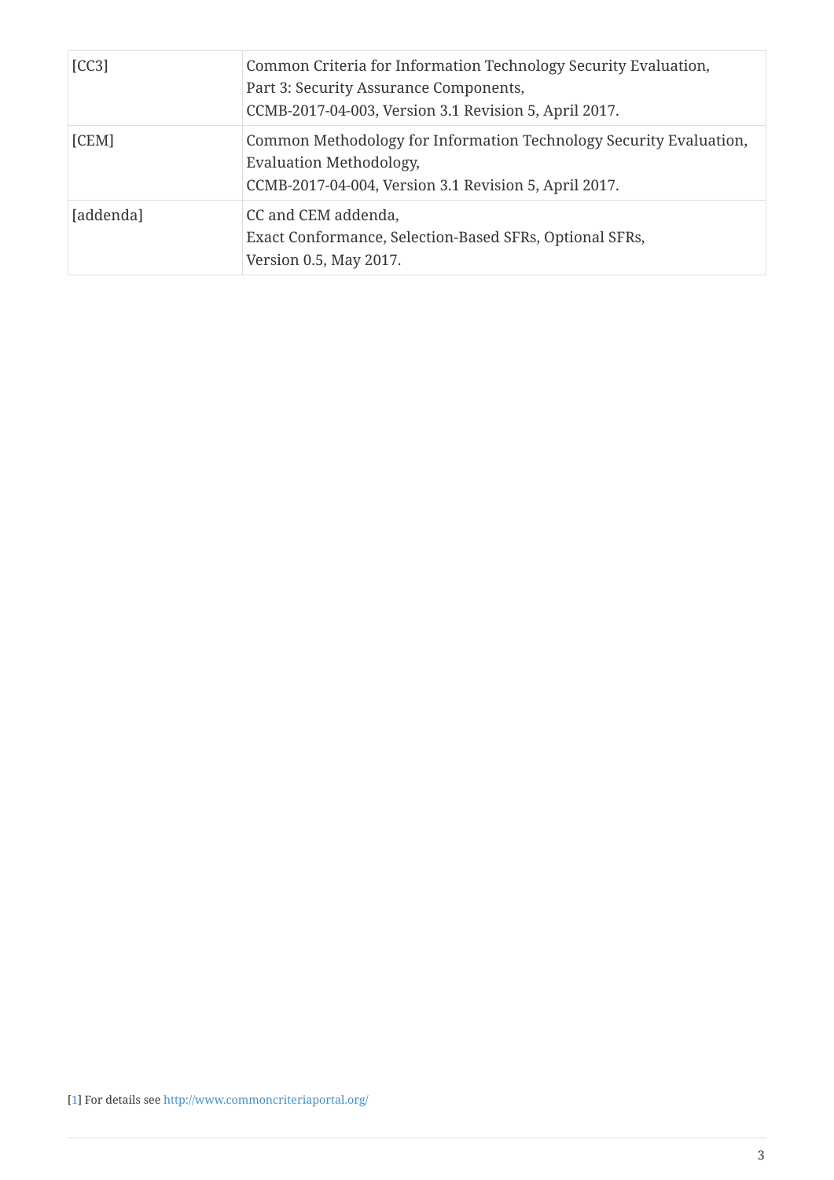| | |
|---|---|
| [CC3] | Common Criteria for Information Technology Security Evaluation,<br>Part 3: Security Assurance Components,<br>CCMB-2017-04-003, Version 3.1 Revision 5, April 2017. |
| [CEM] | Common Methodology for Information Technology Security Evaluation,<br>Evaluation Methodology,<br>CCMB-2017-04-004, Version 3.1 Revision 5, April 2017. |
| [addenda] | CC and CEM addenda,<br>Exact Conformance, Selection-Based SFRs, Optional SFRs,<br>Version 0.5, May 2017. |

[1] For details see http://www.commoncriteriaportal.org/